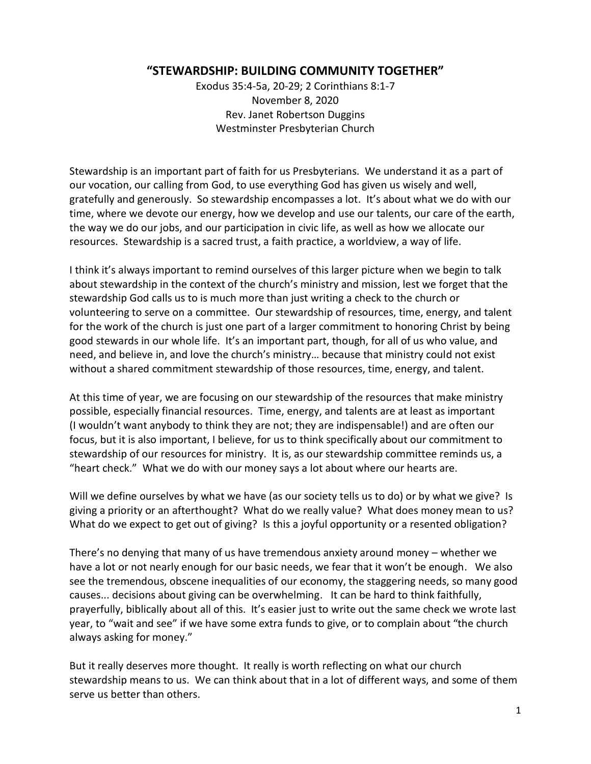# "STEWARDSHIP: BUILDING COMMUNITY TOGETHER"

Exodus 35:4-5a, 20-29; 2 Corinthians 8:1-7
November 8, 2020
Rev. Janet Robertson Duggins
Westminster Presbyterian Church

Stewardship is an important part of faith for us Presbyterians. We understand it as a part of our vocation, our calling from God, to use everything God has given us wisely and well, gratefully and generously. So stewardship encompasses a lot. It's about what we do with our time, where we devote our energy, how we develop and use our talents, our care of the earth, the way we do our jobs, and our participation in civic life, as well as how we allocate our resources. Stewardship is a sacred trust, a faith practice, a worldview, a way of life.

I think it's always important to remind ourselves of this larger picture when we begin to talk about stewardship in the context of the church's ministry and mission, lest we forget that the stewardship God calls us to is much more than just writing a check to the church or volunteering to serve on a committee. Our stewardship of resources, time, energy, and talent for the work of the church is just one part of a larger commitment to honoring Christ by being good stewards in our whole life. It's an important part, though, for all of us who value, and need, and believe in, and love the church's ministry… because that ministry could not exist without a shared commitment stewardship of those resources, time, energy, and talent.

At this time of year, we are focusing on our stewardship of the resources that make ministry possible, especially financial resources. Time, energy, and talents are at least as important (I wouldn't want anybody to think they are not; they are indispensable!) and are often our focus, but it is also important, I believe, for us to think specifically about our commitment to stewardship of our resources for ministry. It is, as our stewardship committee reminds us, a "heart check." What we do with our money says a lot about where our hearts are.

Will we define ourselves by what we have (as our society tells us to do) or by what we give? Is giving a priority or an afterthought? What do we really value? What does money mean to us? What do we expect to get out of giving? Is this a joyful opportunity or a resented obligation?

There's no denying that many of us have tremendous anxiety around money – whether we have a lot or not nearly enough for our basic needs, we fear that it won't be enough. We also see the tremendous, obscene inequalities of our economy, the staggering needs, so many good causes... decisions about giving can be overwhelming. It can be hard to think faithfully, prayerfully, biblically about all of this. It's easier just to write out the same check we wrote last year, to "wait and see" if we have some extra funds to give, or to complain about "the church always asking for money."

But it really deserves more thought. It really is worth reflecting on what our church stewardship means to us. We can think about that in a lot of different ways, and some of them serve us better than others.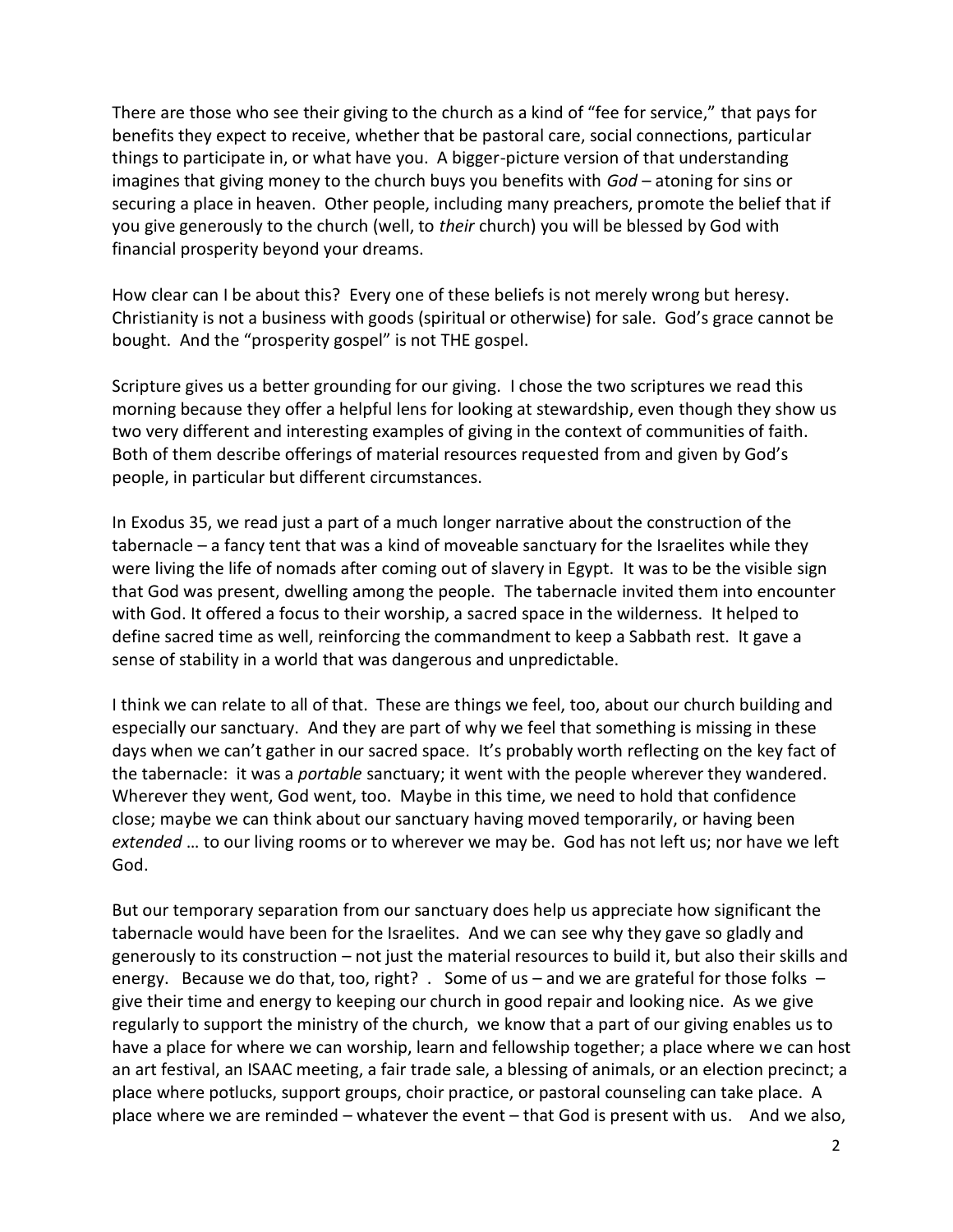There are those who see their giving to the church as a kind of "fee for service," that pays for benefits they expect to receive, whether that be pastoral care, social connections, particular things to participate in, or what have you. A bigger-picture version of that understanding imagines that giving money to the church buys you benefits with *God* – atoning for sins or securing a place in heaven. Other people, including many preachers, promote the belief that if you give generously to the church (well, to *their* church) you will be blessed by God with financial prosperity beyond your dreams.

How clear can I be about this? Every one of these beliefs is not merely wrong but heresy. Christianity is not a business with goods (spiritual or otherwise) for sale. God's grace cannot be bought. And the "prosperity gospel" is not THE gospel.

Scripture gives us a better grounding for our giving. I chose the two scriptures we read this morning because they offer a helpful lens for looking at stewardship, even though they show us two very different and interesting examples of giving in the context of communities of faith. Both of them describe offerings of material resources requested from and given by God's people, in particular but different circumstances.

In Exodus 35, we read just a part of a much longer narrative about the construction of the tabernacle – a fancy tent that was a kind of moveable sanctuary for the Israelites while they were living the life of nomads after coming out of slavery in Egypt. It was to be the visible sign that God was present, dwelling among the people. The tabernacle invited them into encounter with God. It offered a focus to their worship, a sacred space in the wilderness. It helped to define sacred time as well, reinforcing the commandment to keep a Sabbath rest. It gave a sense of stability in a world that was dangerous and unpredictable.

I think we can relate to all of that. These are things we feel, too, about our church building and especially our sanctuary. And they are part of why we feel that something is missing in these days when we can't gather in our sacred space. It's probably worth reflecting on the key fact of the tabernacle: it was a *portable* sanctuary; it went with the people wherever they wandered. Wherever they went, God went, too. Maybe in this time, we need to hold that confidence close; maybe we can think about our sanctuary having moved temporarily, or having been *extended* … to our living rooms or to wherever we may be. God has not left us; nor have we left God.

But our temporary separation from our sanctuary does help us appreciate how significant the tabernacle would have been for the Israelites. And we can see why they gave so gladly and generously to its construction – not just the material resources to build it, but also their skills and energy. Because we do that, too, right? . Some of us – and we are grateful for those folks – give their time and energy to keeping our church in good repair and looking nice. As we give regularly to support the ministry of the church, we know that a part of our giving enables us to have a place for where we can worship, learn and fellowship together; a place where we can host an art festival, an ISAAC meeting, a fair trade sale, a blessing of animals, or an election precinct; a place where potlucks, support groups, choir practice, or pastoral counseling can take place. A place where we are reminded – whatever the event – that God is present with us. And we also,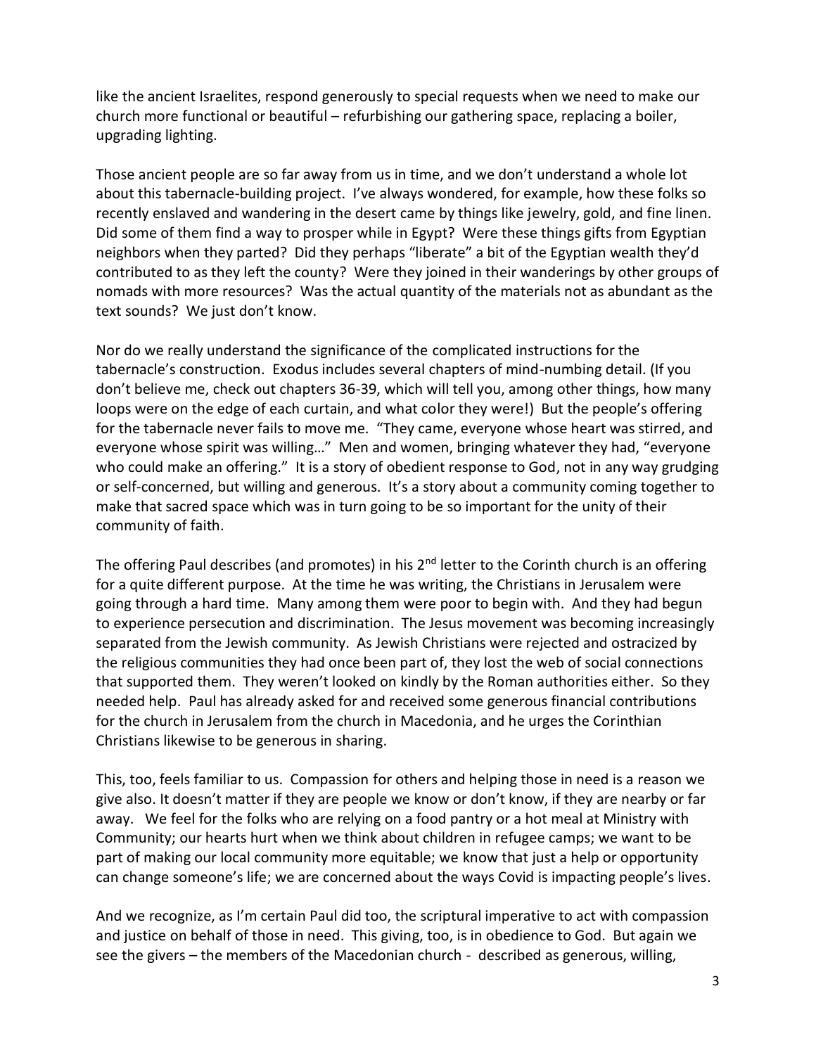like the ancient Israelites, respond generously to special requests when we need to make our church more functional or beautiful – refurbishing our gathering space, replacing a boiler, upgrading lighting.

Those ancient people are so far away from us in time, and we don't understand a whole lot about this tabernacle-building project. I've always wondered, for example, how these folks so recently enslaved and wandering in the desert came by things like jewelry, gold, and fine linen. Did some of them find a way to prosper while in Egypt? Were these things gifts from Egyptian neighbors when they parted? Did they perhaps "liberate" a bit of the Egyptian wealth they'd contributed to as they left the county? Were they joined in their wanderings by other groups of nomads with more resources? Was the actual quantity of the materials not as abundant as the text sounds? We just don't know.

Nor do we really understand the significance of the complicated instructions for the tabernacle's construction. Exodus includes several chapters of mind-numbing detail. (If you don't believe me, check out chapters 36-39, which will tell you, among other things, how many loops were on the edge of each curtain, and what color they were!) But the people's offering for the tabernacle never fails to move me. "They came, everyone whose heart was stirred, and everyone whose spirit was willing…" Men and women, bringing whatever they had, "everyone who could make an offering." It is a story of obedient response to God, not in any way grudging or self-concerned, but willing and generous. It's a story about a community coming together to make that sacred space which was in turn going to be so important for the unity of their community of faith.

The offering Paul describes (and promotes) in his 2nd letter to the Corinth church is an offering for a quite different purpose. At the time he was writing, the Christians in Jerusalem were going through a hard time. Many among them were poor to begin with. And they had begun to experience persecution and discrimination. The Jesus movement was becoming increasingly separated from the Jewish community. As Jewish Christians were rejected and ostracized by the religious communities they had once been part of, they lost the web of social connections that supported them. They weren't looked on kindly by the Roman authorities either. So they needed help. Paul has already asked for and received some generous financial contributions for the church in Jerusalem from the church in Macedonia, and he urges the Corinthian Christians likewise to be generous in sharing.

This, too, feels familiar to us. Compassion for others and helping those in need is a reason we give also. It doesn't matter if they are people we know or don't know, if they are nearby or far away. We feel for the folks who are relying on a food pantry or a hot meal at Ministry with Community; our hearts hurt when we think about children in refugee camps; we want to be part of making our local community more equitable; we know that just a help or opportunity can change someone's life; we are concerned about the ways Covid is impacting people's lives.

And we recognize, as I'm certain Paul did too, the scriptural imperative to act with compassion and justice on behalf of those in need. This giving, too, is in obedience to God. But again we see the givers – the members of the Macedonian church - described as generous, willing,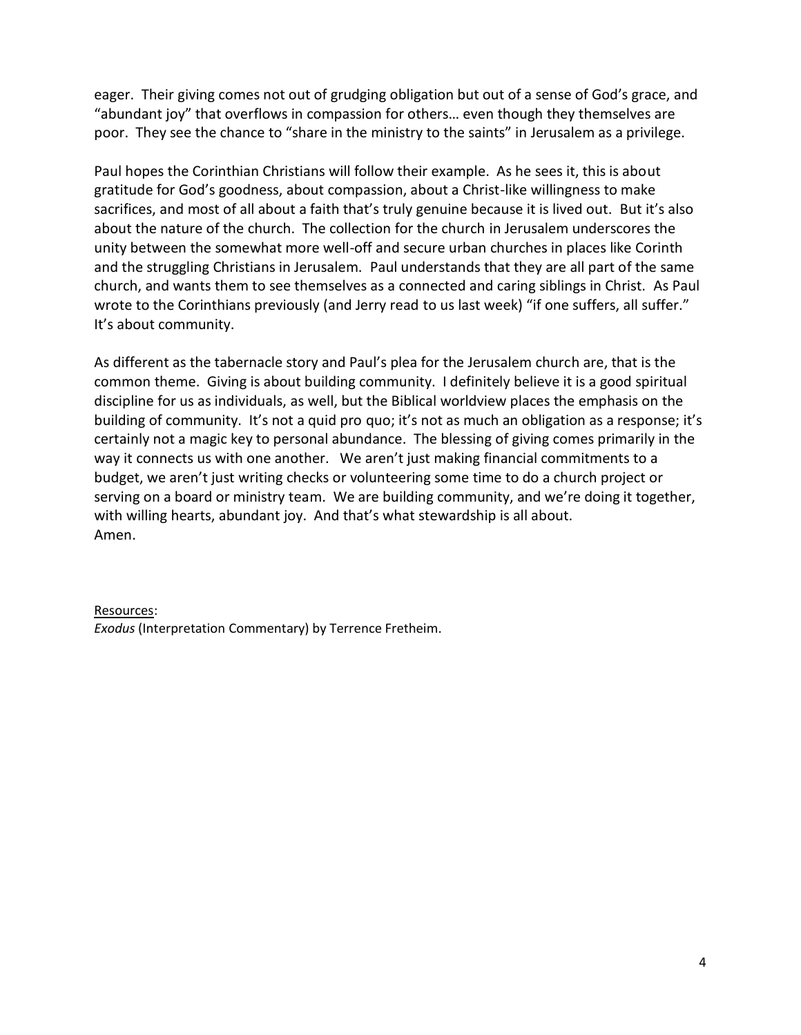eager. Their giving comes not out of grudging obligation but out of a sense of God's grace, and "abundant joy" that overflows in compassion for others… even though they themselves are poor. They see the chance to "share in the ministry to the saints" in Jerusalem as a privilege.

Paul hopes the Corinthian Christians will follow their example. As he sees it, this is about gratitude for God's goodness, about compassion, about a Christ-like willingness to make sacrifices, and most of all about a faith that's truly genuine because it is lived out. But it's also about the nature of the church. The collection for the church in Jerusalem underscores the unity between the somewhat more well-off and secure urban churches in places like Corinth and the struggling Christians in Jerusalem. Paul understands that they are all part of the same church, and wants them to see themselves as a connected and caring siblings in Christ. As Paul wrote to the Corinthians previously (and Jerry read to us last week) "if one suffers, all suffer." It's about community.

As different as the tabernacle story and Paul's plea for the Jerusalem church are, that is the common theme. Giving is about building community. I definitely believe it is a good spiritual discipline for us as individuals, as well, but the Biblical worldview places the emphasis on the building of community. It's not a quid pro quo; it's not as much an obligation as a response; it's certainly not a magic key to personal abundance. The blessing of giving comes primarily in the way it connects us with one another. We aren't just making financial commitments to a budget, we aren't just writing checks or volunteering some time to do a church project or serving on a board or ministry team. We are building community, and we're doing it together, with willing hearts, abundant joy. And that's what stewardship is all about.
Amen.

<u>Resources</u>:
*Exodus* (Interpretation Commentary) by Terrence Fretheim.